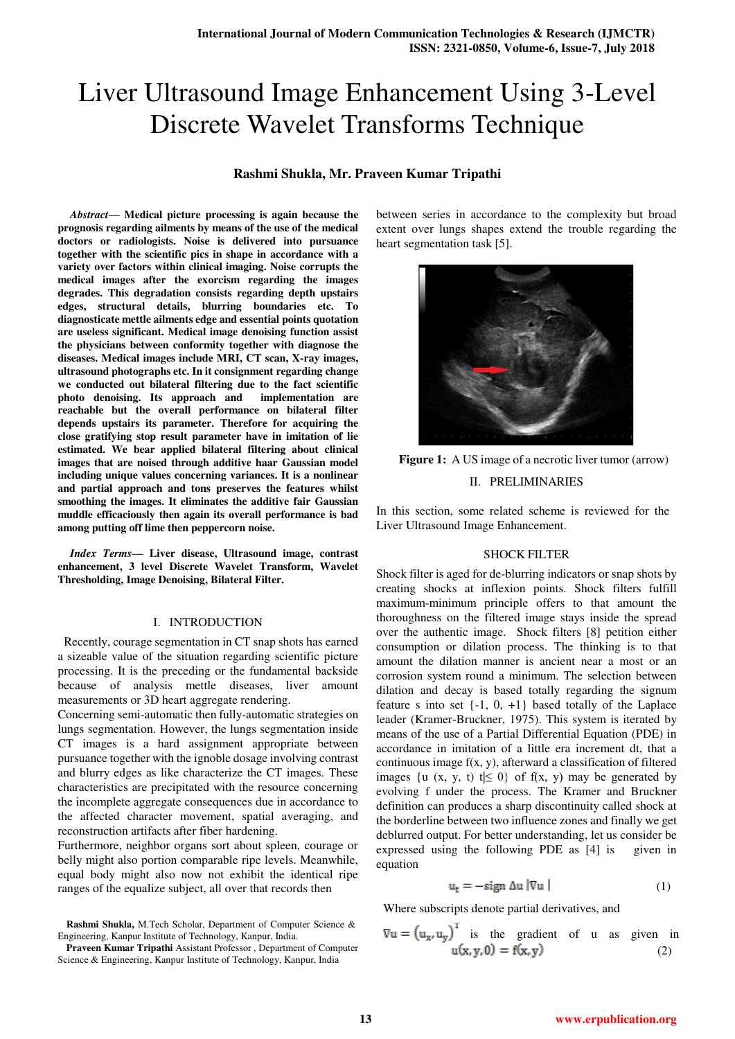# Liver Ultrasound Image Enhancement Using 3-Level Discrete Wavelet Transforms Technique

**Rashmi Shukla, Mr. Praveen Kumar Tripathi**

***Abstract*— Medical picture processing is again because the prognosis regarding ailments by means of the use of the medical doctors or radiologists. Noise is delivered into pursuance together with the scientific pics in shape in accordance with a variety over factors within clinical imaging. Noise corrupts the medical images after the exorcism regarding the images degrades. This degradation consists regarding depth upstairs edges, structural details, blurring boundaries etc. To diagnosticate mettle ailments edge and essential points quotation are useless significant. Medical image denoising function assist the physicians between conformity together with diagnose the diseases. Medical images include MRI, CT scan, X-ray images, ultrasound photographs etc. In it consignment regarding change we conducted out bilateral filtering due to the fact scientific photo denoising. Its approach and implementation are reachable but the overall performance on bilateral filter depends upstairs its parameter. Therefore for acquiring the close gratifying stop result parameter have in imitation of lie estimated. We bear applied bilateral filtering about clinical images that are noised through additive haar Gaussian model including unique values concerning variances. It is a nonlinear and partial approach and tons preserves the features whilst smoothing the images. It eliminates the additive fair Gaussian muddle efficaciously then again its overall performance is bad among putting off lime then peppercorn noise.**

***Index Terms*— Liver disease, Ultrasound image, contrast enhancement, 3 level Discrete Wavelet Transform, Wavelet Thresholding, Image Denoising, Bilateral Filter.**

## I. INTRODUCTION

Recently, courage segmentation in CT snap shots has earned a sizeable value of the situation regarding scientific picture processing. It is the preceding or the fundamental backside because of analysis mettle diseases, liver amount measurements or 3D heart aggregate rendering.

Concerning semi-automatic then fully-automatic strategies on lungs segmentation. However, the lungs segmentation inside CT images is a hard appropriate between pursuance together with the ignoble dosage involving contrast and blurry edges as like characterize the CT images. These characteristics are precipitated with the resource concerning the incomplete aggregate consequences due in accordance to the affected character movement, spatial averaging, and reconstruction artifacts after fiber hardening.

Furthermore, neighbor organs sort about spleen, courage or belly might also portion comparable ripe levels. Meanwhile, equal body might also now not exhibit the identical ripe ranges of the equalize subject, all over that records then between series in accordance to the complexity but broad extent over lungs shapes extend the trouble regarding the heart segmentation task [5].

**Figure 1:** A US image of a necrotic liver tumor (arrow)

## II. PRELIMINARIES

In this section, some related scheme is reviewed for the Liver Ultrasound Image Enhancement.

### SHOCK FILTER

Shock filter is aged for de-blurring indicators or snap shots by creating shocks at inflexion points. Shock filters fulfill maximum-minimum principle offers to that amount the thoroughness on the filtered image stays inside the spread over the authentic image. Shock filters [8] petition either consumption or dilation process. The thinking is to that amount the dilation manner is ancient near a most or an corrosion system round a minimum. The selection between dilation and decay is based totally regarding the signum feature s into set {-1, 0, +1} based totally of the Laplace leader (Kramer-Bruckner, 1975). This system is iterated by means of the use of a Partial Differential Equation (PDE) in accordance in imitation of a little era increment dt, that a continuous image f(x, y), afterward a classification of filtered images {u (x, y, t) t|≤ 0} of f(x, y) may be generated by evolving f under the process. The Kramer and Bruckner definition can produces a sharp discontinuity called shock at the borderline between two influence zones and finally we get deblurred output. For better understanding, let us consider be expressed using the following PDE as [4] is given in equation

$$u_t = -\text{sign}\,\Delta u\,|\nabla u| \qquad (1)$$

Where subscripts denote partial derivatives, and

$\nabla u = (u_x, u_y)^T$ is the gradient of u as given in

$$u(x, y, 0) = f(x, y) \qquad (2)$$

---

**Rashmi Shukla,** M.Tech Scholar, Department of Computer Science & Engineering, Kanpur Institute of Technology, Kanpur, India.

**Praveen Kumar Tripathi** Assistant Professor , Department of Computer Science & Engineering, Kanpur Institute of Technology, Kanpur, India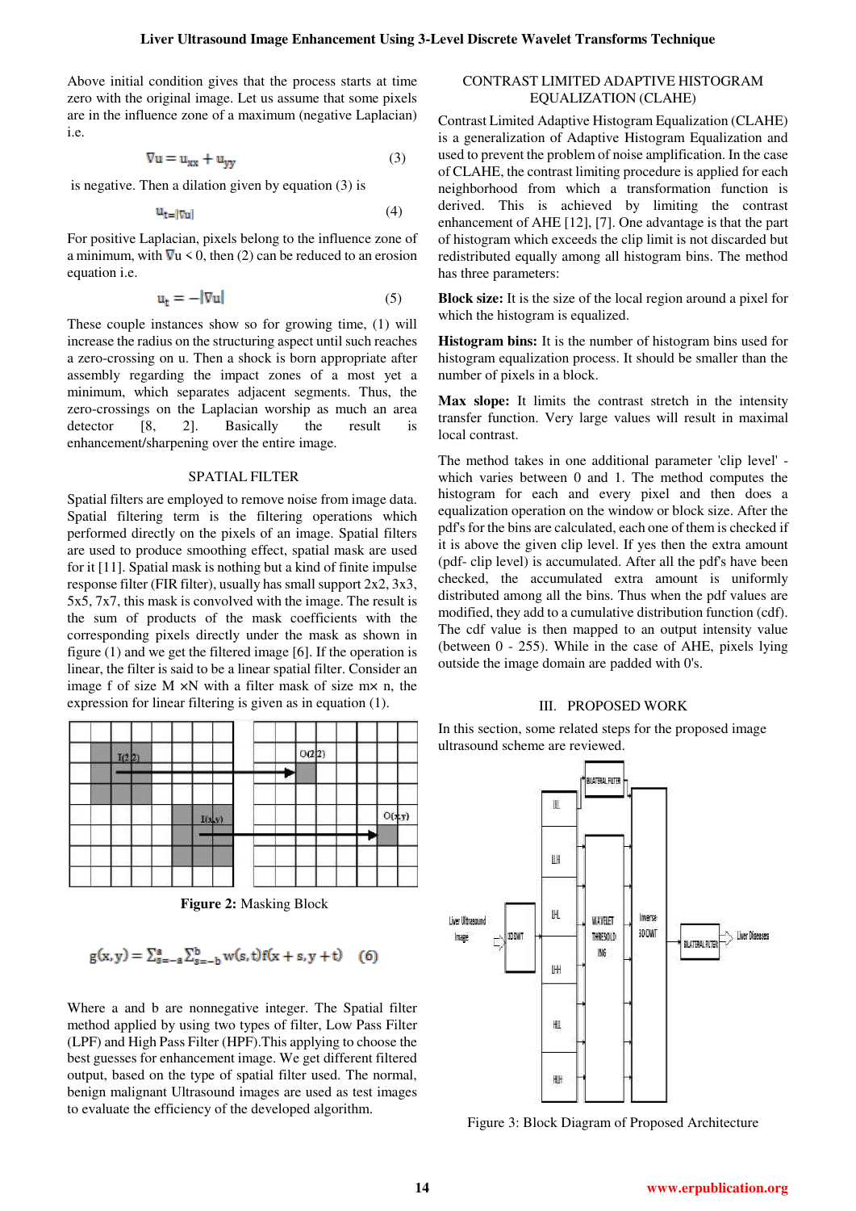Above initial condition gives that the process starts at time zero with the original image. Let us assume that some pixels are in the influence zone of a maximum (negative Laplacian) i.e.

$$\nabla u = u_{xx} + u_{yy} \tag{3}$$

is negative. Then a dilation given by equation (3) is

$$u_{t=|\nabla u|} \tag{4}$$

For positive Laplacian, pixels belong to the influence zone of a minimum, with $\nabla u < 0$, then (2) can be reduced to an erosion equation i.e.

$$u_t = -|\nabla u| \tag{5}$$

These couple instances show so for growing time, (1) will increase the radius on the structuring aspect until such reaches a zero-crossing on u. Then a shock is born appropriate after assembly regarding the impact zones of a most yet a minimum, which separates adjacent segments. Thus, the zero-crossings on the Laplacian worship as much an area detector [8, 2]. Basically the result is enhancement/sharpening over the entire image.

## SPATIAL FILTER

Spatial filters are employed to remove noise from image data. Spatial filtering term is the filtering operations which performed directly on the pixels of an image. Spatial filters are used to produce smoothing effect, spatial mask are used for it [11]. Spatial mask is nothing but a kind of finite impulse response filter (FIR filter), usually has small support 2x2, 3x3, 5x5, 7x7, this mask is convolved with the image. The result is the sum of products of the mask coefficients with the corresponding pixels directly under the mask as shown in figure (1) and we get the filtered image [6]. If the operation is linear, the filter is said to be a linear spatial filter. Consider an image f of size M ×N with a filter mask of size m× n, the expression for linear filtering is given as in equation (1).

**Figure 2:** Masking Block

$$g(x, y) = \sum_{s=-a}^{a} \sum_{t=-b}^{b} w(s, t) f(x + s, y + t) \quad (6)$$

Where a and b are nonnegative integer. The Spatial filter method applied by using two types of filter, Low Pass Filter (LPF) and High Pass Filter (HPF).This applying to choose the best guesses for enhancement image. We get different filtered output, based on the type of spatial filter used. The normal, benign malignant Ultrasound images are used as test images to evaluate the efficiency of the developed algorithm.

## CONTRAST LIMITED ADAPTIVE HISTOGRAM EQUALIZATION (CLAHE)

Contrast Limited Adaptive Histogram Equalization (CLAHE) is a generalization of Adaptive Histogram Equalization and used to prevent the problem of noise amplification. In the case of CLAHE, the contrast limiting procedure is applied for each neighborhood from which a transformation function is derived. This is achieved by limiting the contrast enhancement of AHE [12], [7]. One advantage is that the part of histogram which exceeds the clip limit is not discarded but redistributed equally among all histogram bins. The method has three parameters:

**Block size:** It is the size of the local region around a pixel for which the histogram is equalized.

**Histogram bins:** It is the number of histogram bins used for histogram equalization process. It should be smaller than the number of pixels in a block.

**Max slope:** It limits the contrast stretch in the intensity transfer function. Very large values will result in maximal local contrast.

The method takes in one additional parameter 'clip level' - which varies between 0 and 1. The method computes the histogram for each and every pixel and then does a equalization operation on the window or block size. After the pdf's for the bins are calculated, each one of them is checked if it is above the given clip level. If yes then the extra amount (pdf- clip level) is accumulated. After all the pdf's have been checked, the accumulated extra amount is uniformly distributed among all the bins. Thus when the pdf values are modified, they add to a cumulative distribution function (cdf). The cdf value is then mapped to an output intensity value (between 0 - 255). While in the case of AHE, pixels lying outside the image domain are padded with 0's.

## III. PROPOSED WORK

In this section, some related steps for the proposed image ultrasound scheme are reviewed.

Figure 3: Block Diagram of Proposed Architecture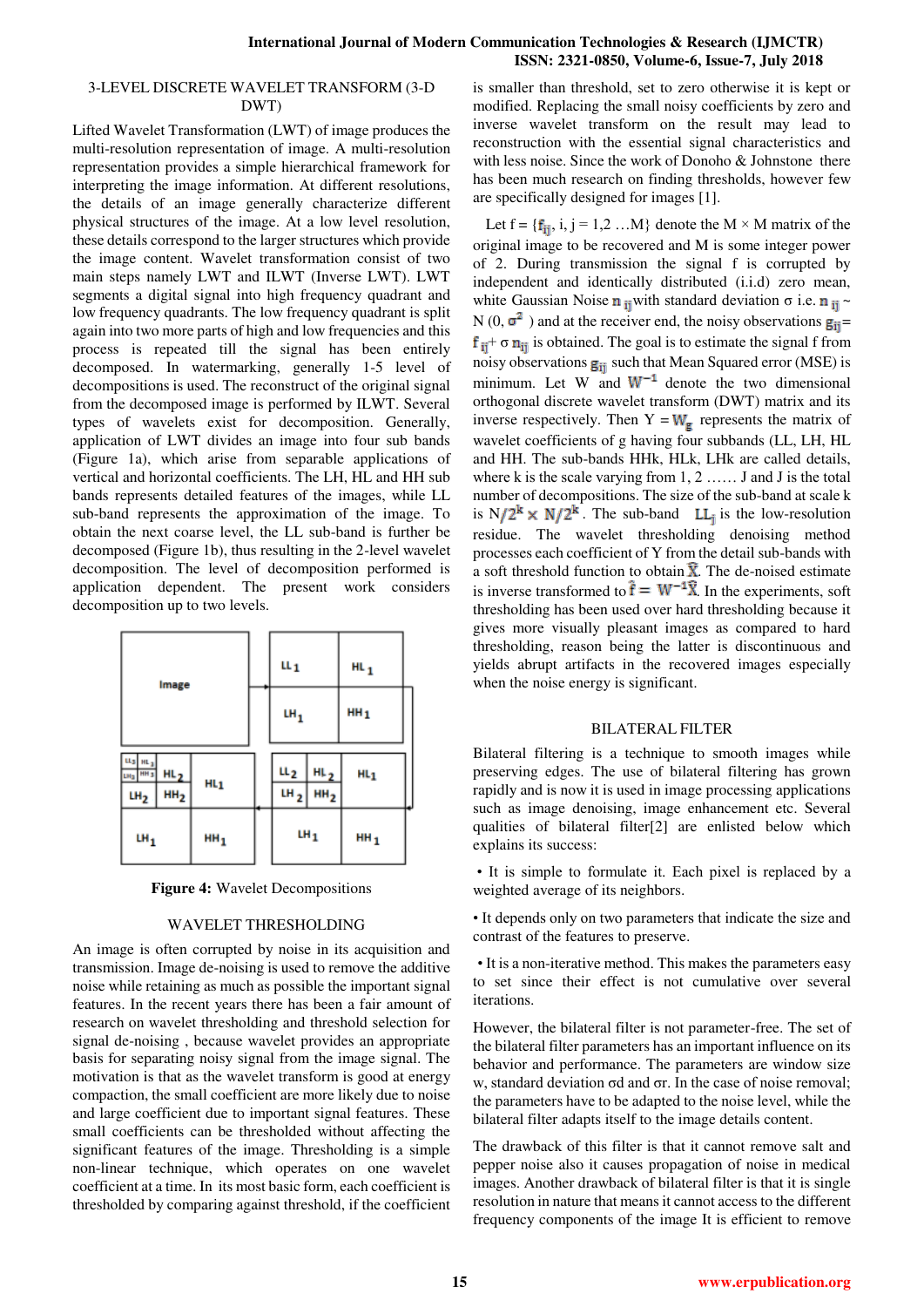## 3-LEVEL DISCRETE WAVELET TRANSFORM (3-D DWT)

Lifted Wavelet Transformation (LWT) of image produces the multi-resolution representation of image. A multi-resolution representation provides a simple hierarchical framework for interpreting the image information. At different resolutions, the details of an image generally characterize different physical structures of the image. At a low level resolution, these details correspond to the larger structures which provide the image content. Wavelet transformation consist of two main steps namely LWT and ILWT (Inverse LWT). LWT segments a digital signal into high frequency quadrant and low frequency quadrants. The low frequency quadrant is split again into two more parts of high and low frequencies and this process is repeated till the signal has been entirely decomposed. In watermarking, generally 1-5 level of decompositions is used. The reconstruct of the original signal from the decomposed image is performed by ILWT. Several types of wavelets exist for decomposition. Generally, application of LWT divides an image into four sub bands (Figure 1a), which arise from separable applications of vertical and horizontal coefficients. The LH, HL and HH sub bands represents detailed features of the images, while LL sub-band represents the approximation of the image. To obtain the next coarse level, the LL sub-band is further be decomposed (Figure 1b), thus resulting in the 2-level wavelet decomposition. The level of decomposition performed is application dependent. The present work considers decomposition up to two levels.

**Figure 4:** Wavelet Decompositions

## WAVELET THRESHOLDING

An image is often corrupted by noise in its acquisition and transmission. Image de-noising is used to remove the additive noise while retaining as much as possible the important signal features. In the recent years there has been a fair amount of research on wavelet thresholding and threshold selection for signal de-noising , because wavelet provides an appropriate basis for separating noisy signal from the image signal. The motivation is that as the wavelet transform is good at energy compaction, the small coefficient are more likely due to noise and large coefficient due to important signal features. These small coefficients can be thresholded without affecting the significant features of the image. Thresholding is a simple non-linear technique, which operates on one wavelet coefficient at a time. In its most basic form, each coefficient is thresholded by comparing against threshold, if the coefficient is smaller than threshold, set to zero otherwise it is kept or modified. Replacing the small noisy coefficients by zero and inverse wavelet transform on the result may lead to reconstruction with the essential signal characteristics and with less noise. Since the work of Donoho & Johnstone there has been much research on finding thresholds, however few are specifically designed for images [1].

Let f = {$f_{ij}$, i, j = 1,2 …M} denote the M × M matrix of the original image to be recovered and M is some integer power of 2. During transmission the signal f is corrupted by independent and identically distributed (i.i.d) zero mean, white Gaussian Noise $n_{ij}$ with standard deviation σ i.e. $n_{ij} \sim N(0, \sigma^2)$ and at the receiver end, the noisy observations $g_{ij} = f_{ij} + \sigma\, n_{ij}$ is obtained. The goal is to estimate the signal f from noisy observations $g_{ij}$ such that Mean Squared error (MSE) is minimum. Let W and $W^{-1}$ denote the two dimensional orthogonal discrete wavelet transform (DWT) matrix and its inverse respectively. Then $Y = W_g$ represents the matrix of wavelet coefficients of g having four subbands (LL, LH, HL and HH. The sub-bands HHk, HLk, LHk are called details, where k is the scale varying from 1, 2 …… J and J is the total number of decompositions. The size of the sub-band at scale k is $N/2^k \times N/2^k$. The sub-band $LL_j$ is the low-resolution residue. The wavelet thresholding denoising method processes each coefficient of Y from the detail sub-bands with a soft threshold function to obtain $\hat{X}$. The de-noised estimate is inverse transformed to $\hat{f} = W^{-1}\hat{X}$. In the experiments, soft thresholding has been used over hard thresholding because it gives more visually pleasant images as compared to hard thresholding, reason being the latter is discontinuous and yields abrupt artifacts in the recovered images especially when the noise energy is significant.

## BILATERAL FILTER

Bilateral filtering is a technique to smooth images while preserving edges. The use of bilateral filtering has grown rapidly and is now it is used in image processing applications such as image denoising, image enhancement etc. Several qualities of bilateral filter[2] are enlisted below which explains its success:

- It is simple to formulate it. Each pixel is replaced by a weighted average of its neighbors.
- It depends only on two parameters that indicate the size and contrast of the features to preserve.
- It is a non-iterative method. This makes the parameters easy to set since their effect is not cumulative over several iterations.

However, the bilateral filter is not parameter-free. The set of the bilateral filter parameters has an important influence on its behavior and performance. The parameters are window size w, standard deviation σd and σr. In the case of noise removal; the parameters have to be adapted to the noise level, while the bilateral filter adapts itself to the image details content.

The drawback of this filter is that it cannot remove salt and pepper noise also it causes propagation of noise in medical images. Another drawback of bilateral filter is that it is single resolution in nature that means it cannot access to the different frequency components of the image It is efficient to remove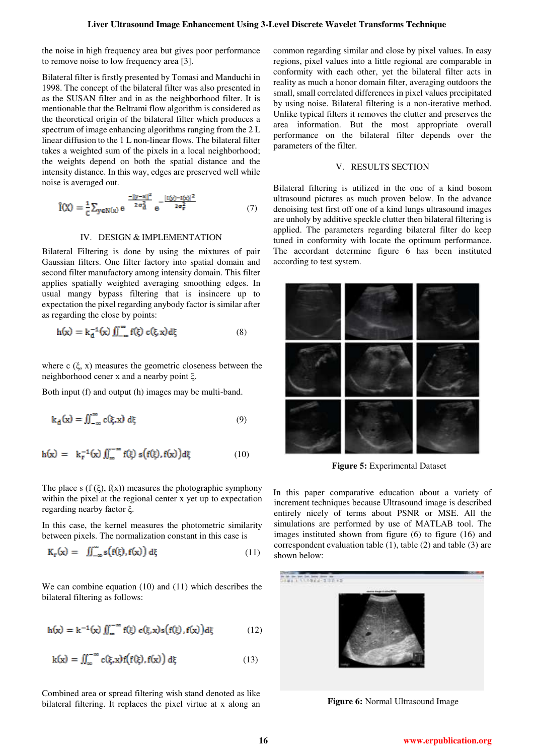the noise in high frequency area but gives poor performance to remove noise to low frequency area [3].

Bilateral filter is firstly presented by Tomasi and Manduchi in 1998. The concept of the bilateral filter was also presented in as the SUSAN filter and in as the neighborhood filter. It is mentionable that the Beltrami flow algorithm is considered as the theoretical origin of the bilateral filter which produces a spectrum of image enhancing algorithms ranging from the 2 L linear diffusion to the 1 L non-linear flows. The bilateral filter takes a weighted sum of the pixels in a local neighborhood; the weights depend on both the spatial distance and the intensity distance. In this way, edges are preserved well while noise is averaged out.

$$\hat{I}(X) = \frac{1}{C}\sum_{y\in N(x)} e^{\frac{-\|y-x\|^2}{2\sigma_d^2}} e^{-\frac{|I(y)-I(x)|^2}{2\sigma_r^2}} \quad (7)$$

## IV. DESIGN & IMPLEMENTATION

Bilateral Filtering is done by using the mixtures of pair Gaussian filters. One filter factory into spatial domain and second filter manufactory among intensity domain. This filter applies spatially weighted averaging smoothing edges. In usual mangy bypass filtering that is insincere up to expectation the pixel regarding anybody factor is similar after as regarding the close by points:

$$h(x) = k_d^{-1}(x) \iint_{-\infty}^{\infty} f(\xi)\, c(\xi, x)\, d\xi \quad (8)$$

where c (ξ, x) measures the geometric closeness between the neighborhood cener x and a nearby point ξ.

Both input (f) and output (h) images may be multi-band.

$$k_d(x) = \iint_{-\infty}^{\infty} c(\xi, x)\, d\xi \quad (9)$$

$$h(x) = k_r^{-1}(x) \iint_{-\infty}^{\infty} f(\xi)\, s\big(f(\xi), f(x)\big) d\xi \quad (10)$$

The place s (f (ξ), f(x)) measures the photographic symphony within the pixel at the regional center x yet up to expectation regarding nearby factor ξ.

In this case, the kernel measures the photometric similarity between pixels. The normalization constant in this case is

$$K_r(x) = \iint_{-\infty}^{\infty} s\big(f(\xi), f(x)\big)\, d\xi \quad (11)$$

We can combine equation (10) and (11) which describes the bilateral filtering as follows:

$$h(x) = k^{-1}(x) \iint_{\infty}^{-\infty} f(\xi)\, c(\xi, x) s\big(f(\xi), f(x)\big) d\xi \quad (12)$$

$$k(x) = \iint_{\infty}^{-\infty} c(\xi, x) f\big(f(\xi), f(x)\big)\, d\xi \quad (13)$$

Combined area or spread filtering wish stand denoted as like bilateral filtering. It replaces the pixel virtue at x along an common regarding similar and close by pixel values. In easy regions, pixel values into a little regional are comparable in conformity with each other, yet the bilateral filter acts in reality as much a honor domain filter, averaging outdoors the small, small correlated differences in pixel values precipitated by using noise. Bilateral filtering is a non-iterative method. Unlike typical filters it removes the clutter and preserves the area information. But the most appropriate overall performance on the bilateral filter depends over the parameters of the filter.

## V. RESULTS SECTION

Bilateral filtering is utilized in the one of a kind bosom ultrasound pictures as much proven below. In the advance denoising test first off one of a kind lungs ultrasound images are unholy by additive speckle clutter then bilateral filtering is applied. The parameters regarding bilateral filter do keep tuned in conformity with locate the optimum performance. The accordant determine figure 6 has been instituted according to test system.

**Figure 5:** Experimental Dataset

In this paper comparative education about a variety of increment techniques because Ultrasound image is described entirely nicely of terms about PSNR or MSE. All the simulations are performed by use of MATLAB tool. The images instituted shown from figure (6) to figure (16) and correspondent evaluation table (1), table (2) and table (3) are shown below:

**Figure 6:** Normal Ultrasound Image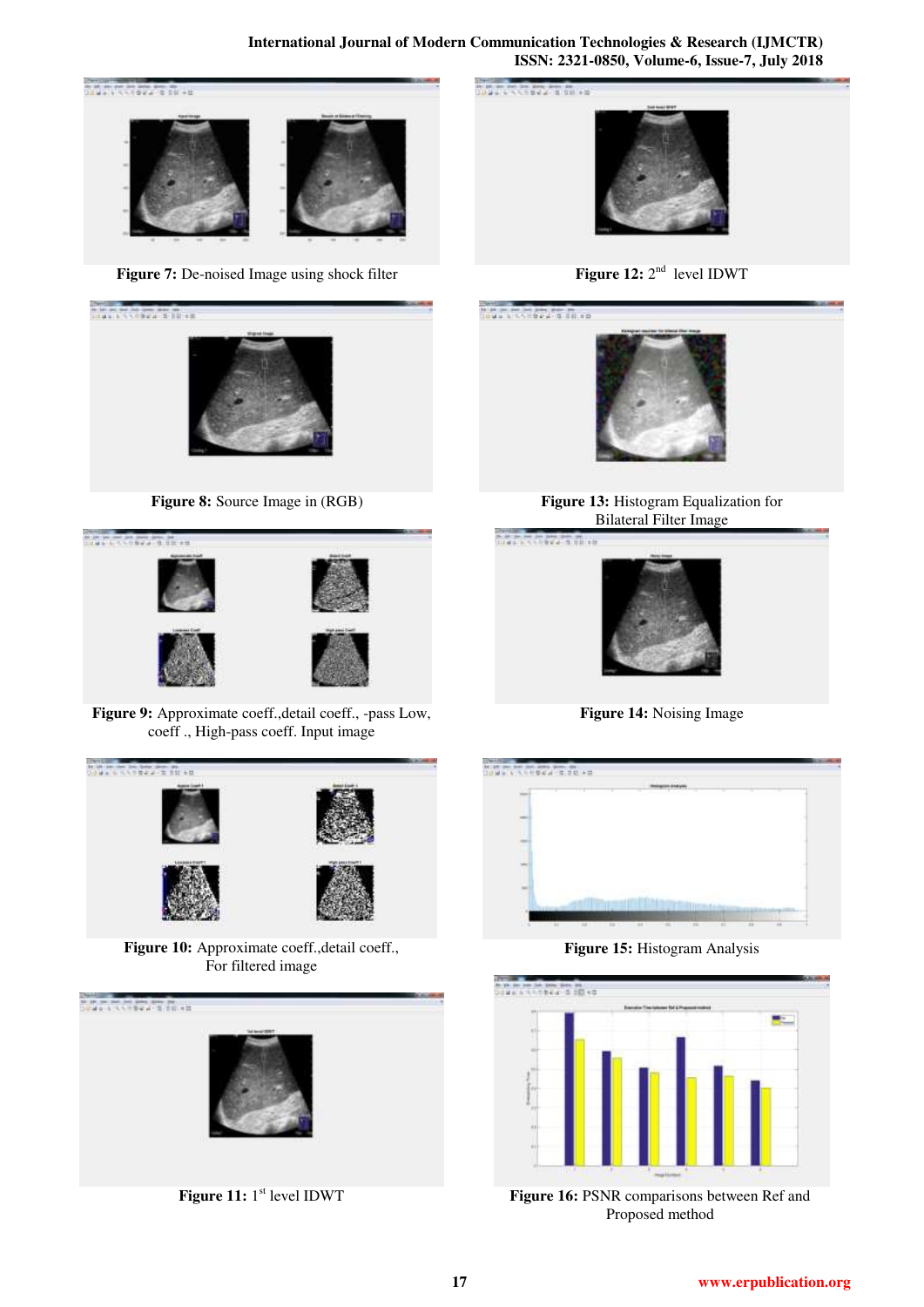Figure 7: De-noised Image using shock filter

Figure 8: Source Image in (RGB)

Figure 9: Approximate coeff.,detail coeff., -pass Low, coeff ., High-pass coeff. Input image

Figure 10: Approximate coeff.,detail coeff., For filtered image

Figure 11: 1st level IDWT

Figure 12: 2nd level IDWT

Figure 13: Histogram Equalization for Bilateral Filter Image

Figure 14: Noising Image

Figure 15: Histogram Analysis

Figure 16: PSNR comparisons between Ref and Proposed method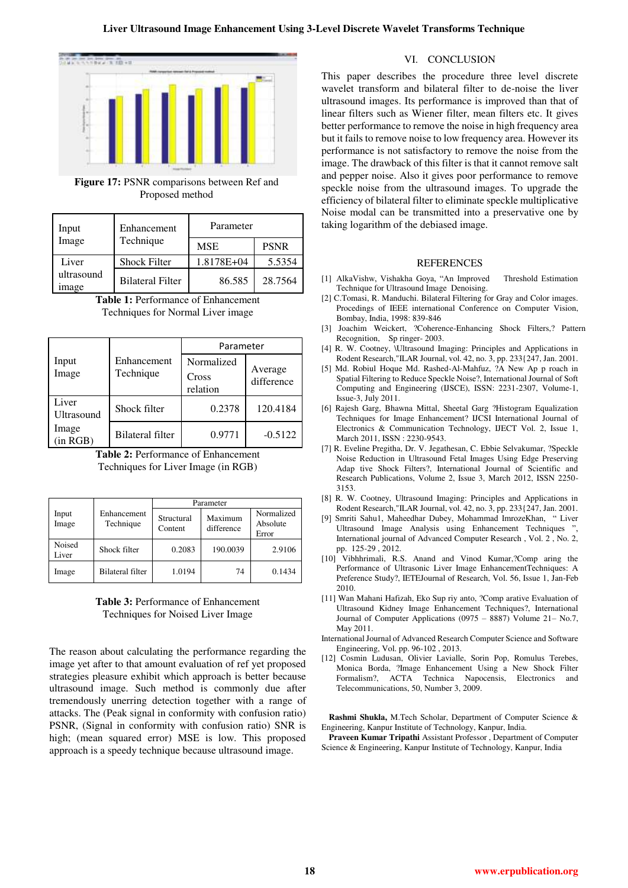Figure 17: PSNR comparisons between Ref and Proposed method

| Input Image | Enhancement Technique | Parameter | |
|---|---|---|---|
| | | MSE | PSNR |
| Liver ultrasound image | Shock Filter | 1.8178E+04 | 5.5354 |
| | Bilateral Filter | 86.585 | 28.7564 |

**Table 1:** Performance of Enhancement Techniques for Normal Liver image

| Input Image | Enhancement Technique | Parameter | |
|---|---|---|---|
| | | Normalized Cross relation | Average difference |
| Liver Ultrasound Image (in RGB) | Shock filter | 0.2378 | 120.4184 |
| | Bilateral filter | 0.9771 | -0.5122 |

**Table 2:** Performance of Enhancement Techniques for Liver Image (in RGB)

| Input Image | Enhancement Technique | Parameter | | |
|---|---|---|---|---|
| | | Structural Content | Maximum difference | Normalized Absolute Error |
| Noised Liver | Shock filter | 0.2083 | 190.0039 | 2.9106 |
| Image | Bilateral filter | 1.0194 | 74 | 0.1434 |

**Table 3:** Performance of Enhancement Techniques for Noised Liver Image

The reason about calculating the performance regarding the image yet after to that amount evaluation of ref yet proposed strategies pleasure exhibit which approach is better because ultrasound image. Such method is commonly due after tremendously unerring detection together with a range of attacks. The (Peak signal in conformity with confusion ratio) PSNR, (Signal in conformity with confusion ratio) SNR is high; (mean squared error) MSE is low. This proposed approach is a speedy technique because ultrasound image.

## VI. CONCLUSION

This paper describes the procedure three level discrete wavelet transform and bilateral filter to de-noise the liver ultrasound images. Its performance is improved than that of linear filters such as Wiener filter, mean filters etc. It gives better performance to remove the noise in high frequency area but it fails to remove noise to low frequency area. However its performance is not satisfactory to remove the noise from the image. The drawback of this filter is that it cannot remove salt and pepper noise. Also it gives poor performance to remove speckle noise from the ultrasound images. To upgrade the efficiency of bilateral filter to eliminate speckle multiplicative Noise modal can be transmitted into a preservative one by taking logarithm of the debiased image.

## REFERENCES

[1] AlkaVishw, Vishakha Goya, "An Improved Threshold Estimation Technique for Ultrasound Image Denoising.

[2] C.Tomasi, R. Manduchi. Bilateral Filtering for Gray and Color images. Procedings of IEEE international Conference on Computer Vision, Bombay, India, 1998: 839-846

[3] Joachim Weickert, ?Coherence-Enhancing Shock Filters,? Pattern Recognition, Sp ringer- 2003.

[4] R. W. Cootney, \Ultrasound Imaging: Principles and Applications in Rodent Research,"ILAR Journal, vol. 42, no. 3, pp. 233{247, Jan. 2001.

[5] Md. Robiul Hoque Md. Rashed-Al-Mahfuz, ?A New Ap p roach in Spatial Filtering to Reduce Speckle Noise?, International Journal of Soft Computing and Engineering (IJSCE), ISSN: 2231-2307, Volume-1, Issue-3, July 2011.

[6] Rajesh Garg, Bhawna Mittal, Sheetal Garg ?Histogram Equalization Techniques for Image Enhancement? IJCSI International Journal of Electronics & Communication Technology, IJECT Vol. 2, Issue 1, March 2011, ISSN : 2230-9543.

[7] R. Eveline Pregitha, Dr. V. Jegathesan, C. Ebbie Selvakumar, ?Speckle Noise Reduction in Ultrasound Fetal Images Using Edge Preserving Adap tive Shock Filters?, International Journal of Scientific and Research Publications, Volume 2, Issue 3, March 2012, ISSN 2250-3153.

[8] R. W. Cootney, Ultrasound Imaging: Principles and Applications in Rodent Research,"ILAR Journal, vol. 42, no. 3, pp. 233{247, Jan. 2001.

[9] Smriti Sahu1, Maheedhar Dubey, Mohammad ImrozeKhan, " Liver Ultrasound Image Analysis using Enhancement Techniques ", International journal of Advanced Computer Research , Vol. 2 , No. 2, pp. 125-29 , 2012.

[10] Vibhhrimali, R.S. Anand and Vinod Kumar,?Comp aring the Performance of Ultrasonic Liver Image EnhancementTechniques: A Preference Study?, IETEJournal of Research, Vol. 56, Issue 1, Jan-Feb 2010.

[11] Wan Mahani Hafizah, Eko Sup riy anto, ?Comp arative Evaluation of Ultrasound Kidney Image Enhancement Techniques?, International Journal of Computer Applications (0975 – 8887) Volume 21– No.7, May 2011.

International Journal of Advanced Research Computer Science and Software Engineering, Vol. pp. 96-102 , 2013.

[12] Cosmin Ludusan, Olivier Lavialle, Sorin Pop, Romulus Terebes, Monica Borda, ?Image Enhancement Using a New Shock Filter Formalism?, ACTA Technica Napocensis, Electronics and Telecommunications, 50, Number 3, 2009.

**Rashmi Shukla,** M.Tech Scholar, Department of Computer Science & Engineering, Kanpur Institute of Technology, Kanpur, India.

**Praveen Kumar Tripathi** Assistant Professor , Department of Computer Science & Engineering, Kanpur Institute of Technology, Kanpur, India